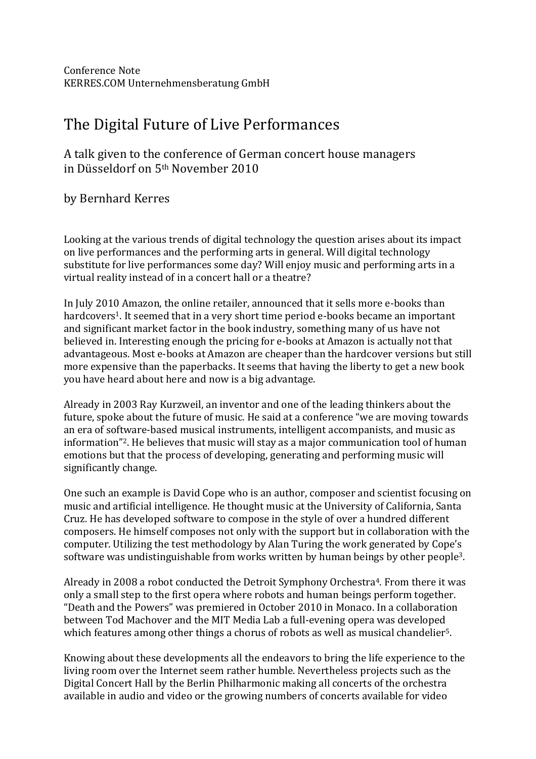Conference Note
KERRES.COM Unternehmensberatung GmbH

# The Digital Future of Live Performances

## A talk given to the conference of German concert house managers in Düsseldorf on 5th November 2010

by Bernhard Kerres

Looking at the various trends of digital technology the question arises about its impact on live performances and the performing arts in general. Will digital technology substitute for live performances some day? Will enjoy music and performing arts in a virtual reality instead of in a concert hall or a theatre?

In July 2010 Amazon, the online retailer, announced that it sells more e-books than hardcovers[1]. It seemed that in a very short time period e-books became an important and significant market factor in the book industry, something many of us have not believed in. Interesting enough the pricing for e-books at Amazon is actually not that advantageous. Most e-books at Amazon are cheaper than the hardcover versions but still more expensive than the paperbacks. It seems that having the liberty to get a new book you have heard about here and now is a big advantage.

Already in 2003 Ray Kurzweil, an inventor and one of the leading thinkers about the future, spoke about the future of music. He said at a conference "we are moving towards an era of software-based musical instruments, intelligent accompanists, and music as information"[2]. He believes that music will stay as a major communication tool of human emotions but that the process of developing, generating and performing music will significantly change.

One such an example is David Cope who is an author, composer and scientist focusing on music and artificial intelligence. He thought music at the University of California, Santa Cruz. He has developed software to compose in the style of over a hundred different composers. He himself composes not only with the support but in collaboration with the computer. Utilizing the test methodology by Alan Turing the work generated by Cope's software was undistinguishable from works written by human beings by other people[3].

Already in 2008 a robot conducted the Detroit Symphony Orchestra[4]. From there it was only a small step to the first opera where robots and human beings perform together. "Death and the Powers" was premiered in October 2010 in Monaco. In a collaboration between Tod Machover and the MIT Media Lab a full-evening opera was developed which features among other things a chorus of robots as well as musical chandelier[5].

Knowing about these developments all the endeavors to bring the life experience to the living room over the Internet seem rather humble. Nevertheless projects such as the Digital Concert Hall by the Berlin Philharmonic making all concerts of the orchestra available in audio and video or the growing numbers of concerts available for video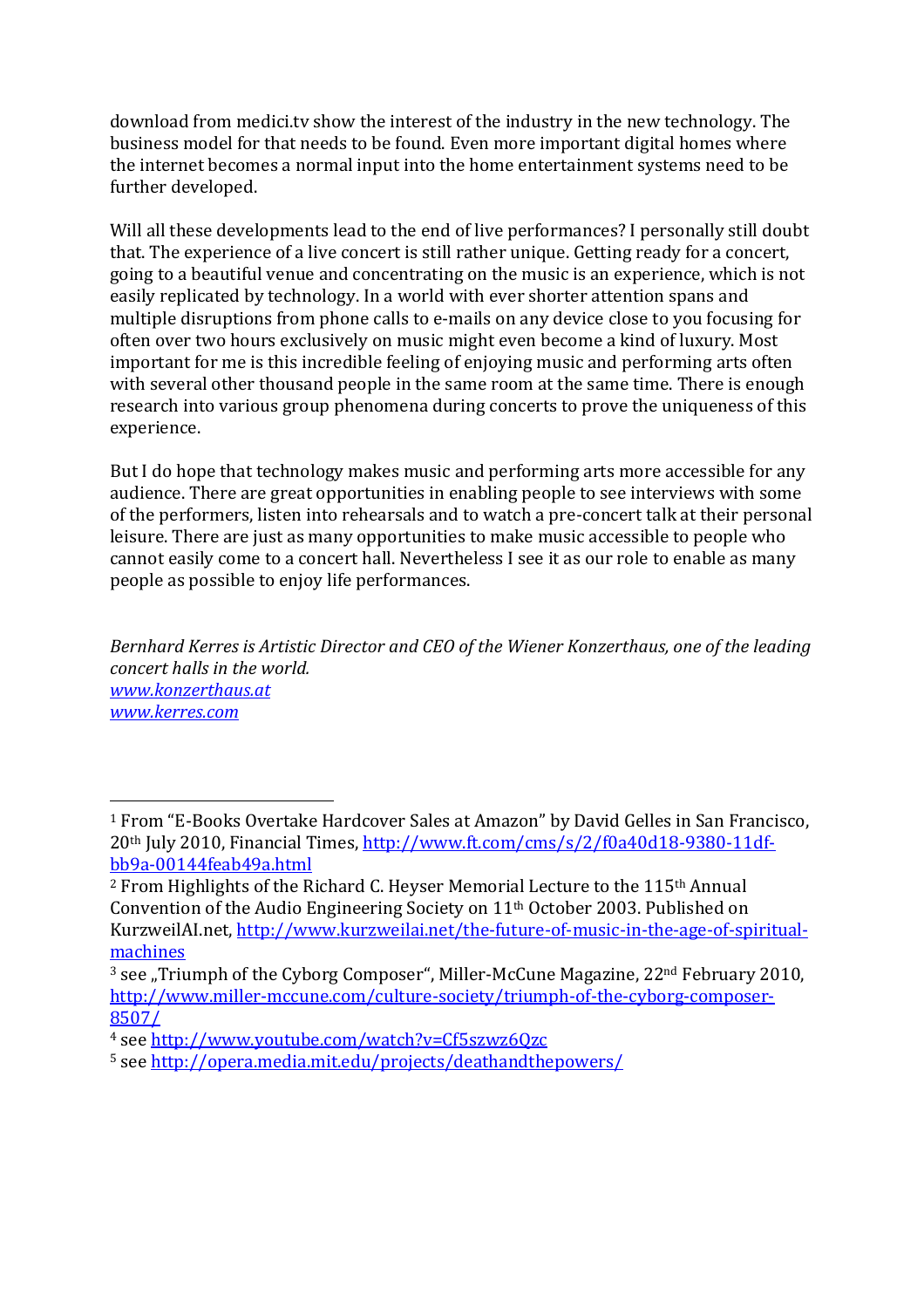download from medici.tv show the interest of the industry in the new technology. The business model for that needs to be found. Even more important digital homes where the internet becomes a normal input into the home entertainment systems need to be further developed.

Will all these developments lead to the end of live performances? I personally still doubt that. The experience of a live concert is still rather unique. Getting ready for a concert, going to a beautiful venue and concentrating on the music is an experience, which is not easily replicated by technology. In a world with ever shorter attention spans and multiple disruptions from phone calls to e-mails on any device close to you focusing for often over two hours exclusively on music might even become a kind of luxury. Most important for me is this incredible feeling of enjoying music and performing arts often with several other thousand people in the same room at the same time. There is enough research into various group phenomena during concerts to prove the uniqueness of this experience.

But I do hope that technology makes music and performing arts more accessible for any audience. There are great opportunities in enabling people to see interviews with some of the performers, listen into rehearsals and to watch a pre-concert talk at their personal leisure. There are just as many opportunities to make music accessible to people who cannot easily come to a concert hall. Nevertheless I see it as our role to enable as many people as possible to enjoy life performances.

*Bernhard Kerres is Artistic Director and CEO of the Wiener Konzerthaus, one of the leading concert halls in the world.*
*www.konzerthaus.at*
*www.kerres.com*

---

[1] From "E-Books Overtake Hardcover Sales at Amazon" by David Gelles in San Francisco, 20th July 2010, Financial Times, http://www.ft.com/cms/s/2/f0a40d18-9380-11df-bb9a-00144feab49a.html

[2] From Highlights of the Richard C. Heyser Memorial Lecture to the 115th Annual Convention of the Audio Engineering Society on 11th October 2003. Published on KurzweilAI.net, http://www.kurzweilai.net/the-future-of-music-in-the-age-of-spiritual-machines

[3] see „Triumph of the Cyborg Composer", Miller-McCune Magazine, 22nd February 2010, http://www.miller-mccune.com/culture-society/triumph-of-the-cyborg-composer-8507/

[4] see http://www.youtube.com/watch?v=Cf5szwz6Qzc

[5] see http://opera.media.mit.edu/projects/deathandthepowers/